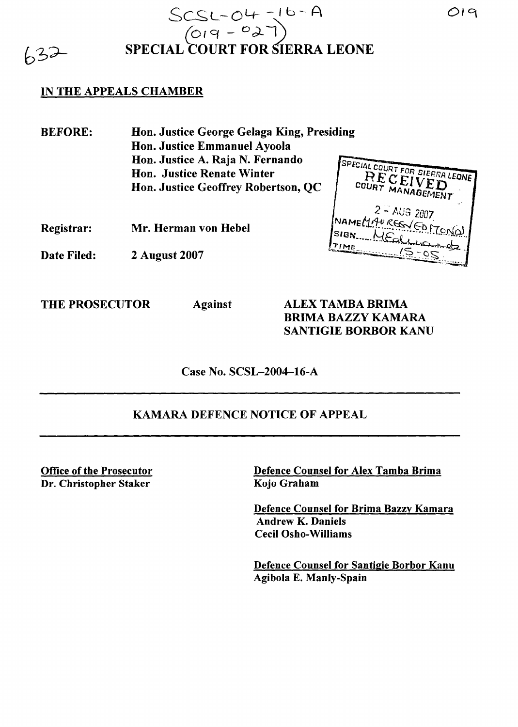SCSL-04-16-A
(019 - 027)

632

# SPECIAL COURT FOR SIERRA LEONE

## IN THE APPEALS CHAMBER

| | |
|---|---|
| **BEFORE:** | **Hon. Justice George Gelaga King, Presiding** |
| | **Hon. Justice Emmanuel Ayoola** |
| | **Hon. Justice A. Raja N. Fernando** |
| | **Hon. Justice Renate Winter** |
| | **Hon. Justice Geoffrey Robertson, QC** |
| **Registrar:** | **Mr. Herman von Hebel** |
| **Date Filed:** | **2 August 2007** |

SPECIAL COURT FOR SIERRA LEONE
RECEIVED
COURT MANAGEMENT
2 - AUG 2007
NAME MAUREEN EDMONDS
SIGN ...
TIME 15-05

**THE PROSECUTOR** Against **ALEX TAMBA BRIMA**
**BRIMA BAZZY KAMARA**
**SANTIGIE BORBOR KANU**

**Case No. SCSL–2004–16-A**

---

## KAMARA DEFENCE NOTICE OF APPEAL

---

**Office of the Prosecutor**
**Dr. Christopher Staker**

**Defence Counsel for Alex Tamba Brima**
**Kojo Graham**

**Defence Counsel for Brima Bazzy Kamara**
**Andrew K. Daniels**
**Cecil Osho-Williams**

**Defence Counsel for Santigie Borbor Kanu**
**Agibola E. Manly-Spain**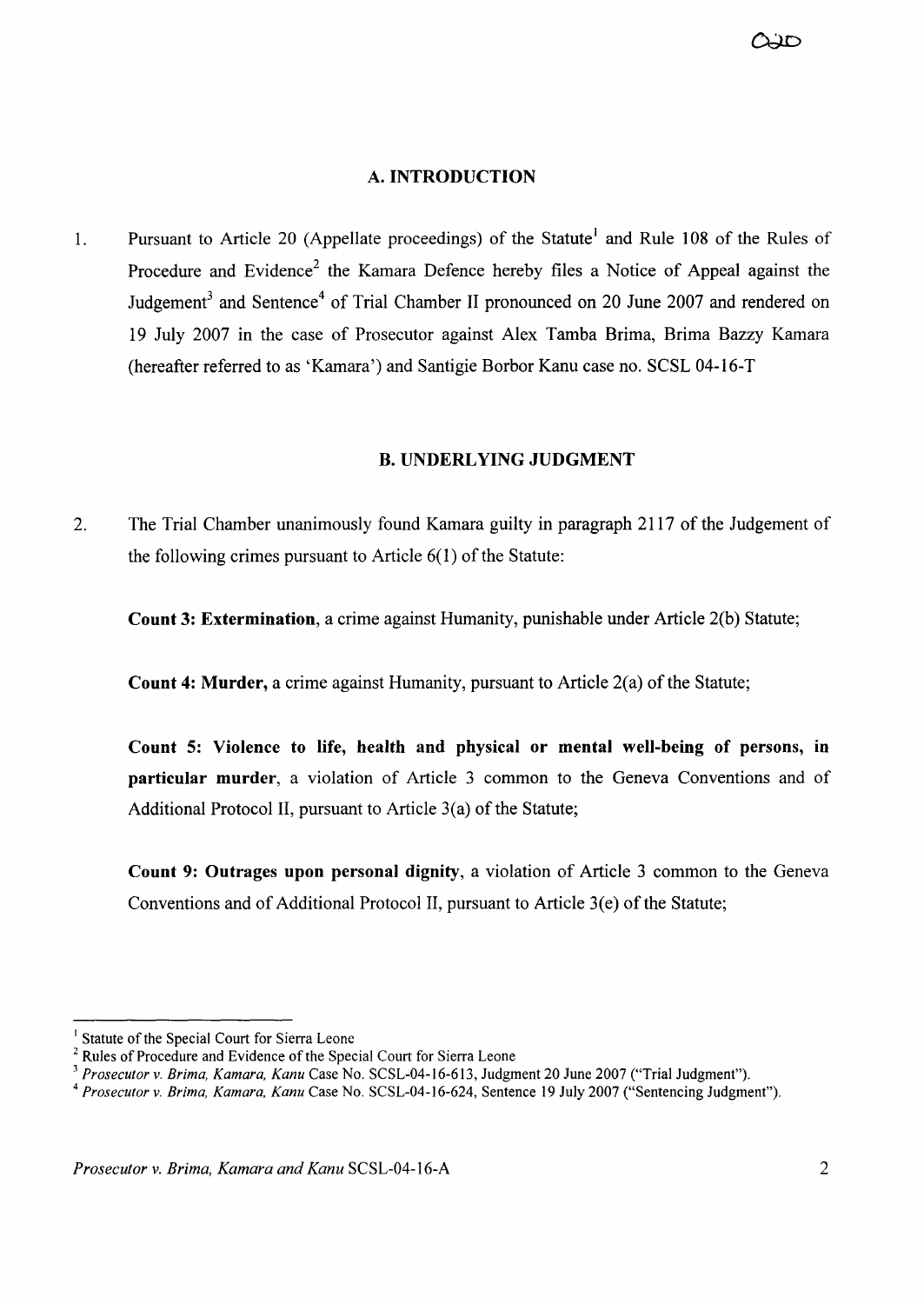## A. INTRODUCTION

1. Pursuant to Article 20 (Appellate proceedings) of the Statute[1] and Rule 108 of the Rules of Procedure and Evidence[2] the Kamara Defence hereby files a Notice of Appeal against the Judgement[3] and Sentence[4] of Trial Chamber II pronounced on 20 June 2007 and rendered on 19 July 2007 in the case of Prosecutor against Alex Tamba Brima, Brima Bazzy Kamara (hereafter referred to as 'Kamara') and Santigie Borbor Kanu case no. SCSL 04-16-T

## B. UNDERLYING JUDGMENT

2. The Trial Chamber unanimously found Kamara guilty in paragraph 2117 of the Judgement of the following crimes pursuant to Article 6(1) of the Statute:

   **Count 3: Extermination**, a crime against Humanity, punishable under Article 2(b) Statute;

   **Count 4: Murder,** a crime against Humanity, pursuant to Article 2(a) of the Statute;

   **Count 5: Violence to life, health and physical or mental well-being of persons, in particular murder**, a violation of Article 3 common to the Geneva Conventions and of Additional Protocol II, pursuant to Article 3(a) of the Statute;

   **Count 9: Outrages upon personal dignity**, a violation of Article 3 common to the Geneva Conventions and of Additional Protocol II, pursuant to Article 3(e) of the Statute;

---

[1] Statute of the Special Court for Sierra Leone

[2] Rules of Procedure and Evidence of the Special Court for Sierra Leone

[3] *Prosecutor v. Brima, Kamara, Kanu* Case No. SCSL-04-16-613, Judgment 20 June 2007 ("Trial Judgment").

[4] *Prosecutor v. Brima, Kamara, Kanu* Case No. SCSL-04-16-624, Sentence 19 July 2007 ("Sentencing Judgment").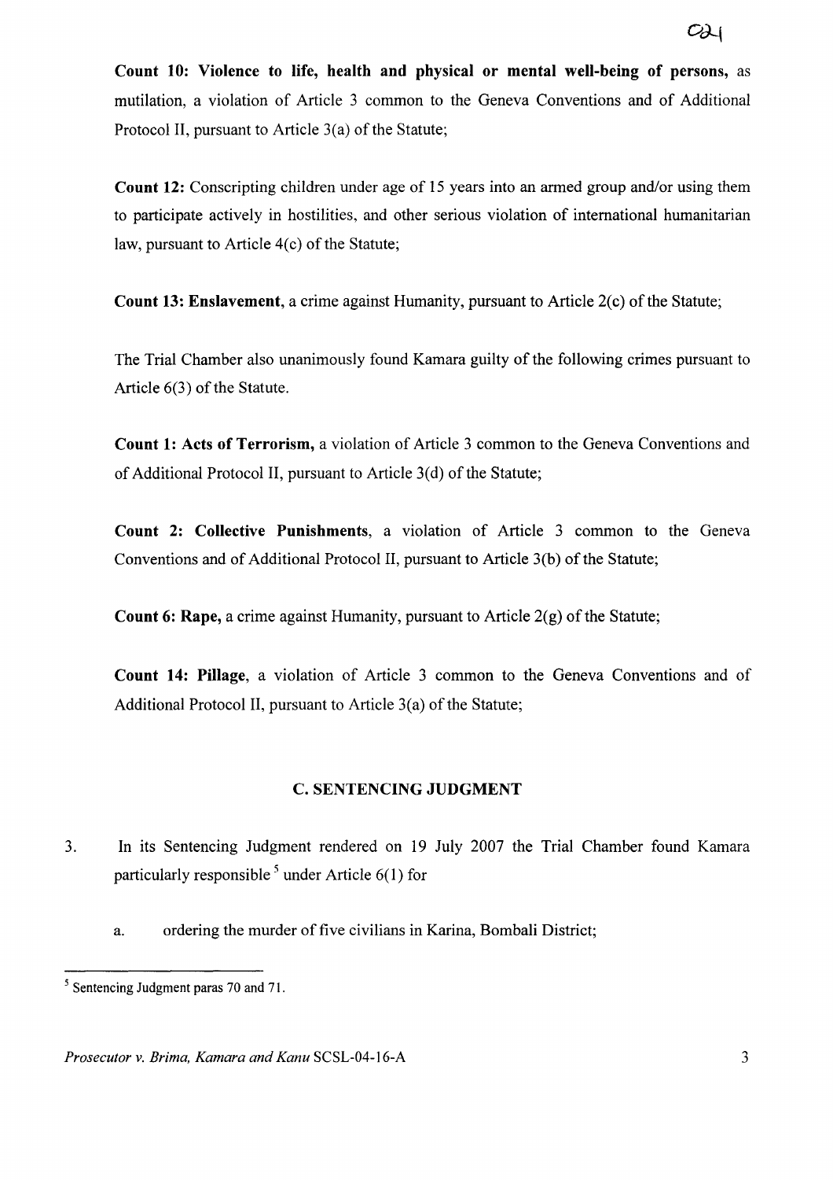**Count 10: Violence to life, health and physical or mental well-being of persons,** as mutilation, a violation of Article 3 common to the Geneva Conventions and of Additional Protocol II, pursuant to Article 3(a) of the Statute;

**Count 12:** Conscripting children under age of 15 years into an armed group and/or using them to participate actively in hostilities, and other serious violation of international humanitarian law, pursuant to Article 4(c) of the Statute;

**Count 13: Enslavement,** a crime against Humanity, pursuant to Article 2(c) of the Statute;

The Trial Chamber also unanimously found Kamara guilty of the following crimes pursuant to Article 6(3) of the Statute.

**Count 1: Acts of Terrorism,** a violation of Article 3 common to the Geneva Conventions and of Additional Protocol II, pursuant to Article 3(d) of the Statute;

**Count 2: Collective Punishments**, a violation of Article 3 common to the Geneva Conventions and of Additional Protocol II, pursuant to Article 3(b) of the Statute;

**Count 6: Rape,** a crime against Humanity, pursuant to Article 2(g) of the Statute;

**Count 14: Pillage**, a violation of Article 3 common to the Geneva Conventions and of Additional Protocol II, pursuant to Article 3(a) of the Statute;

### C. SENTENCING JUDGMENT

3. In its Sentencing Judgment rendered on 19 July 2007 the Trial Chamber found Kamara particularly responsible [5] under Article 6(1) for

   a. ordering the murder of five civilians in Karina, Bombali District;

---

[5] Sentencing Judgment paras 70 and 71.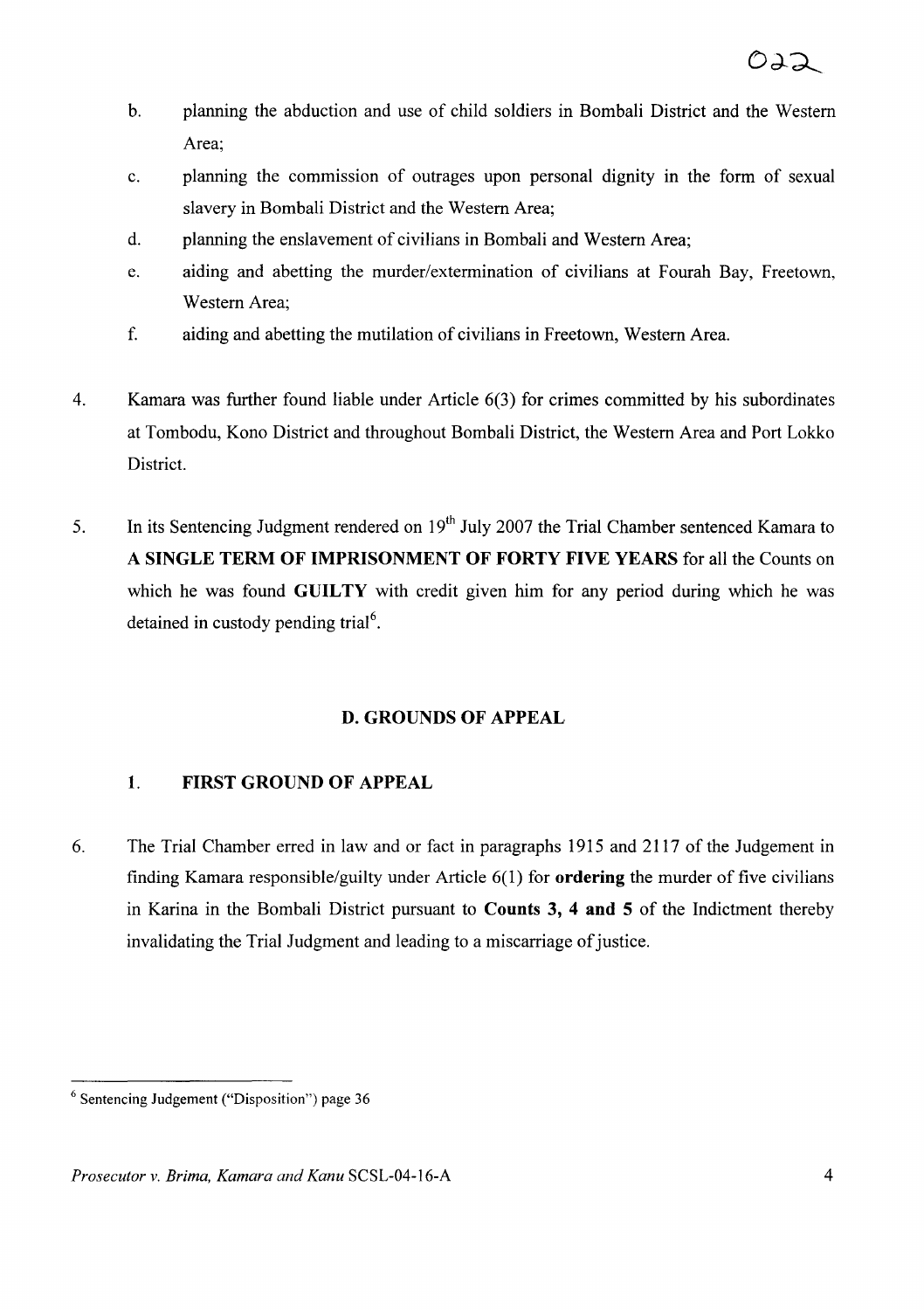b. planning the abduction and use of child soldiers in Bombali District and the Western Area;

c. planning the commission of outrages upon personal dignity in the form of sexual slavery in Bombali District and the Western Area;

d. planning the enslavement of civilians in Bombali and Western Area;

e. aiding and abetting the murder/extermination of civilians at Fourah Bay, Freetown, Western Area;

f. aiding and abetting the mutilation of civilians in Freetown, Western Area.

4. Kamara was further found liable under Article 6(3) for crimes committed by his subordinates at Tombodu, Kono District and throughout Bombali District, the Western Area and Port Lokko District.

5. In its Sentencing Judgment rendered on 19th July 2007 the Trial Chamber sentenced Kamara to **A SINGLE TERM OF IMPRISONMENT OF FORTY FIVE YEARS** for all the Counts on which he was found **GUILTY** with credit given him for any period during which he was detained in custody pending trial[6].

## D. GROUNDS OF APPEAL

### 1. FIRST GROUND OF APPEAL

6. The Trial Chamber erred in law and or fact in paragraphs 1915 and 2117 of the Judgement in finding Kamara responsible/guilty under Article 6(1) for **ordering** the murder of five civilians in Karina in the Bombali District pursuant to **Counts 3, 4 and 5** of the Indictment thereby invalidating the Trial Judgment and leading to a miscarriage of justice.

---

[6] Sentencing Judgement ("Disposition") page 36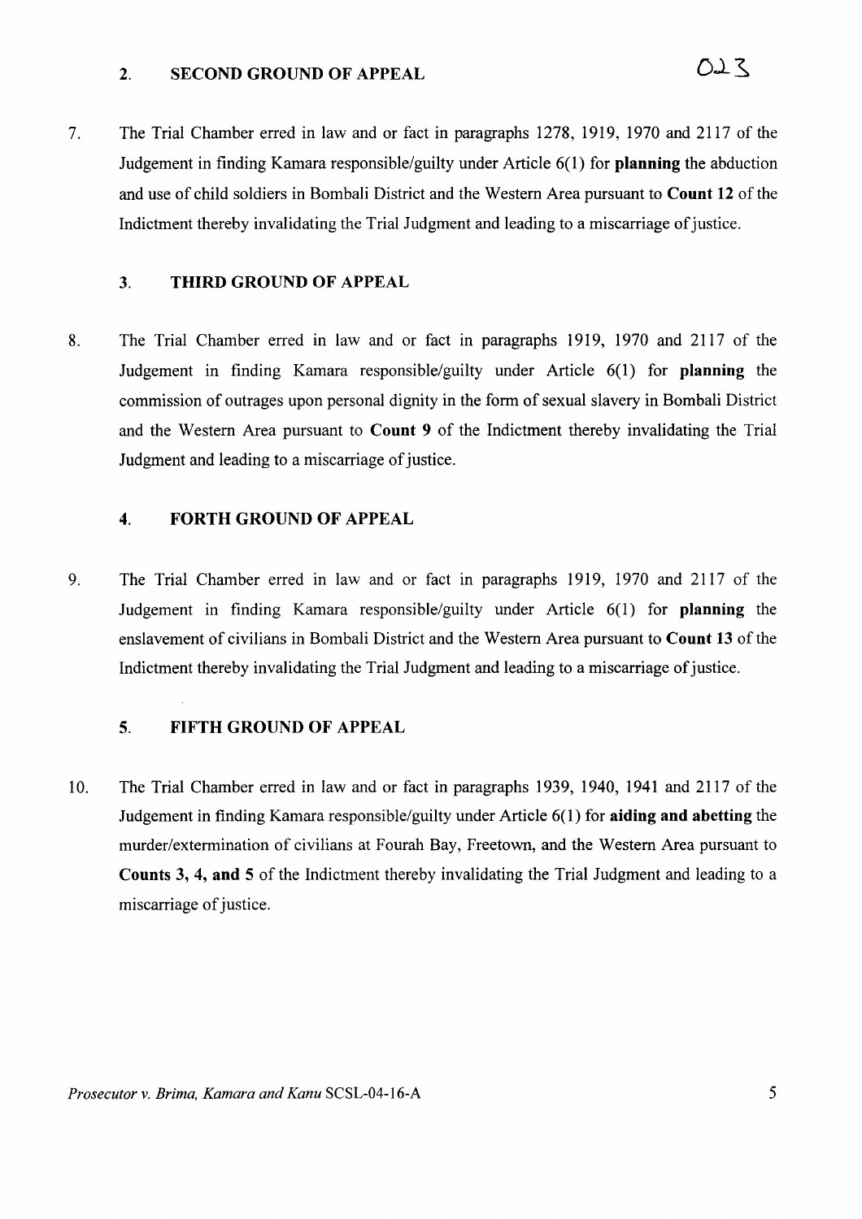## 2. SECOND GROUND OF APPEAL

7. The Trial Chamber erred in law and or fact in paragraphs 1278, 1919, 1970 and 2117 of the Judgement in finding Kamara responsible/guilty under Article 6(1) for **planning** the abduction and use of child soldiers in Bombali District and the Western Area pursuant to **Count 12** of the Indictment thereby invalidating the Trial Judgment and leading to a miscarriage of justice.

## 3. THIRD GROUND OF APPEAL

8. The Trial Chamber erred in law and or fact in paragraphs 1919, 1970 and 2117 of the Judgement in finding Kamara responsible/guilty under Article 6(1) for **planning** the commission of outrages upon personal dignity in the form of sexual slavery in Bombali District and the Western Area pursuant to **Count 9** of the Indictment thereby invalidating the Trial Judgment and leading to a miscarriage of justice.

## 4. FORTH GROUND OF APPEAL

9. The Trial Chamber erred in law and or fact in paragraphs 1919, 1970 and 2117 of the Judgement in finding Kamara responsible/guilty under Article 6(1) for **planning** the enslavement of civilians in Bombali District and the Western Area pursuant to **Count 13** of the Indictment thereby invalidating the Trial Judgment and leading to a miscarriage of justice.

## 5. FIFTH GROUND OF APPEAL

10. The Trial Chamber erred in law and or fact in paragraphs 1939, 1940, 1941 and 2117 of the Judgement in finding Kamara responsible/guilty under Article 6(1) for **aiding and abetting** the murder/extermination of civilians at Fourah Bay, Freetown, and the Western Area pursuant to **Counts 3, 4, and 5** of the Indictment thereby invalidating the Trial Judgment and leading to a miscarriage of justice.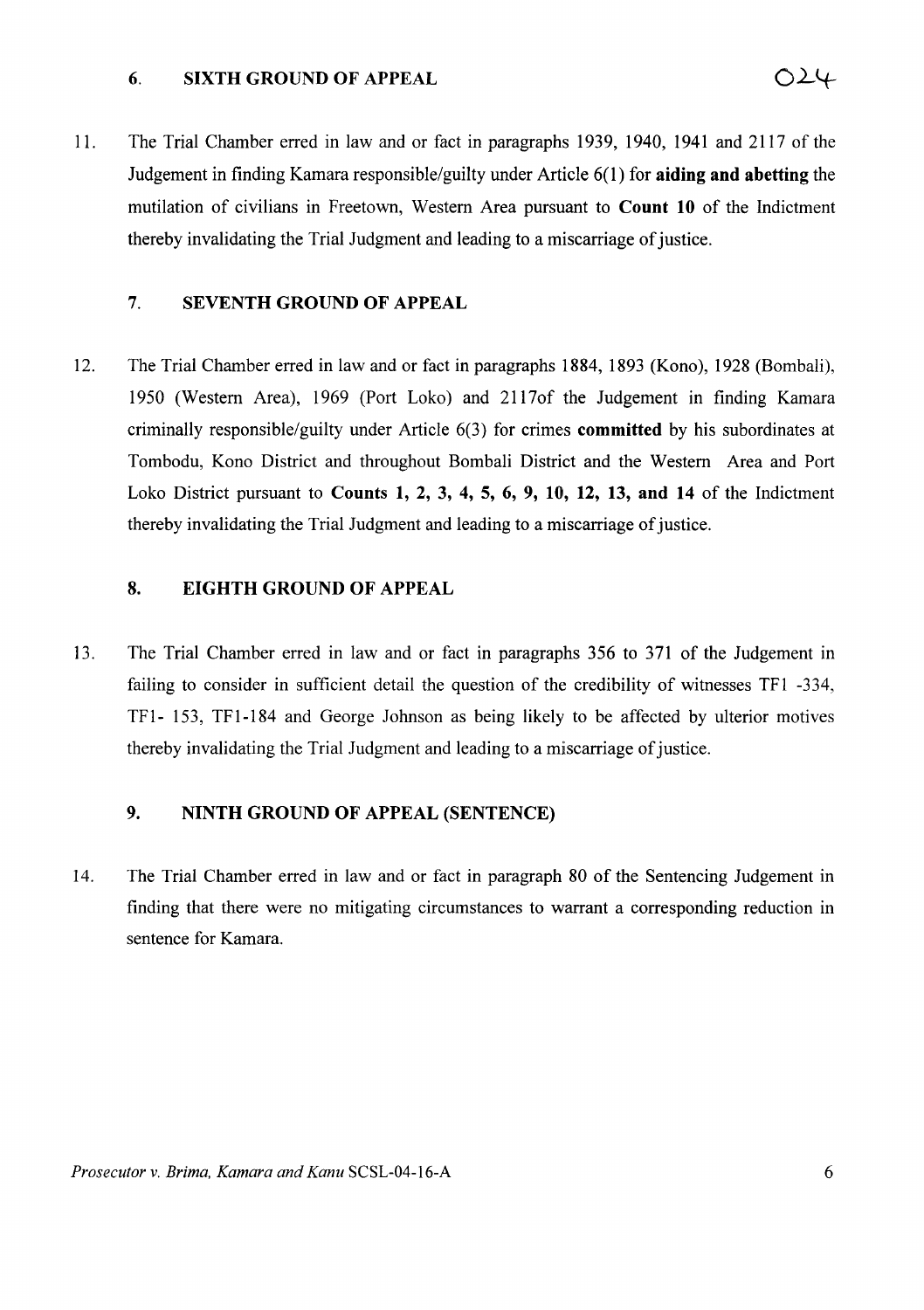## 6. SIXTH GROUND OF APPEAL

11. The Trial Chamber erred in law and or fact in paragraphs 1939, 1940, 1941 and 2117 of the Judgement in finding Kamara responsible/guilty under Article 6(1) for **aiding and abetting** the mutilation of civilians in Freetown, Western Area pursuant to **Count 10** of the Indictment thereby invalidating the Trial Judgment and leading to a miscarriage of justice.

## 7. SEVENTH GROUND OF APPEAL

12. The Trial Chamber erred in law and or fact in paragraphs 1884, 1893 (Kono), 1928 (Bombali), 1950 (Western Area), 1969 (Port Loko) and 2117of the Judgement in finding Kamara criminally responsible/guilty under Article 6(3) for crimes **committed** by his subordinates at Tombodu, Kono District and throughout Bombali District and the Western Area and Port Loko District pursuant to **Counts 1, 2, 3, 4, 5, 6, 9, 10, 12, 13, and 14** of the Indictment thereby invalidating the Trial Judgment and leading to a miscarriage of justice.

## 8. EIGHTH GROUND OF APPEAL

13. The Trial Chamber erred in law and or fact in paragraphs 356 to 371 of the Judgement in failing to consider in sufficient detail the question of the credibility of witnesses TF1 -334, TF1- 153, TF1-184 and George Johnson as being likely to be affected by ulterior motives thereby invalidating the Trial Judgment and leading to a miscarriage of justice.

## 9. NINTH GROUND OF APPEAL (SENTENCE)

14. The Trial Chamber erred in law and or fact in paragraph 80 of the Sentencing Judgement in finding that there were no mitigating circumstances to warrant a corresponding reduction in sentence for Kamara.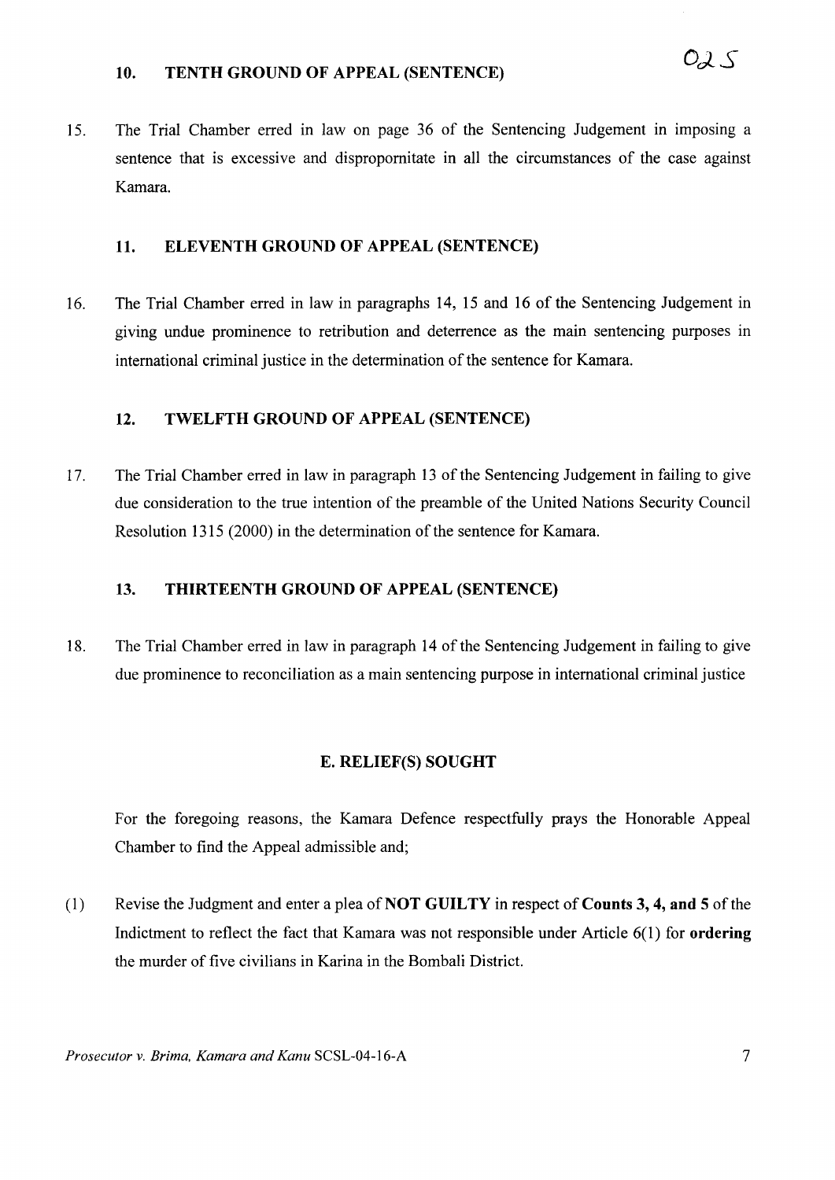### 10. TENTH GROUND OF APPEAL (SENTENCE)

15. The Trial Chamber erred in law on page 36 of the Sentencing Judgement in imposing a sentence that is excessive and dispropornitate in all the circumstances of the case against Kamara.

### 11. ELEVENTH GROUND OF APPEAL (SENTENCE)

16. The Trial Chamber erred in law in paragraphs 14, 15 and 16 of the Sentencing Judgement in giving undue prominence to retribution and deterrence as the main sentencing purposes in international criminal justice in the determination of the sentence for Kamara.

### 12. TWELFTH GROUND OF APPEAL (SENTENCE)

17. The Trial Chamber erred in law in paragraph 13 of the Sentencing Judgement in failing to give due consideration to the true intention of the preamble of the United Nations Security Council Resolution 1315 (2000) in the determination of the sentence for Kamara.

### 13. THIRTEENTH GROUND OF APPEAL (SENTENCE)

18. The Trial Chamber erred in law in paragraph 14 of the Sentencing Judgement in failing to give due prominence to reconciliation as a main sentencing purpose in international criminal justice

## E. RELIEF(S) SOUGHT

For the foregoing reasons, the Kamara Defence respectfully prays the Honorable Appeal Chamber to find the Appeal admissible and;

(1) Revise the Judgment and enter a plea of **NOT GUILTY** in respect of **Counts 3, 4, and 5** of the Indictment to reflect the fact that Kamara was not responsible under Article 6(1) for **ordering** the murder of five civilians in Karina in the Bombali District.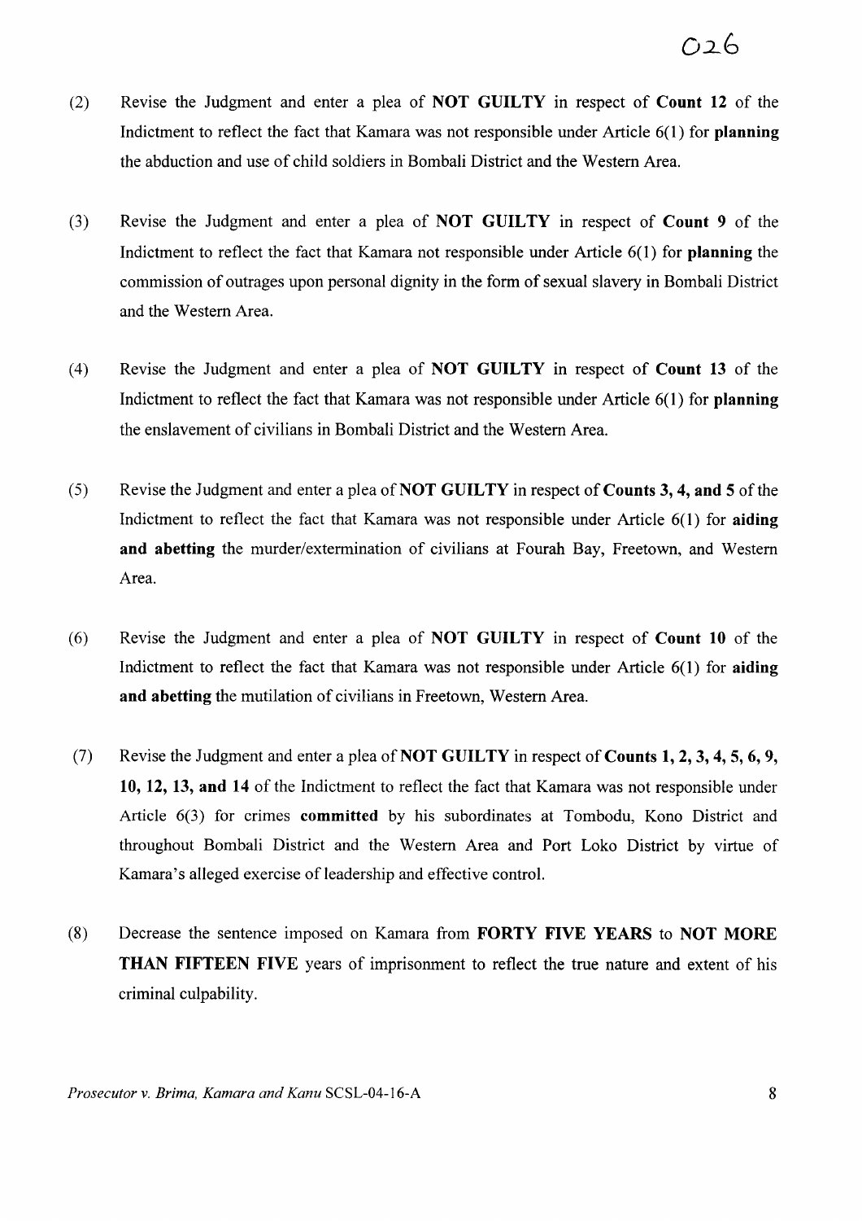(2) Revise the Judgment and enter a plea of **NOT GUILTY** in respect of **Count 12** of the Indictment to reflect the fact that Kamara was not responsible under Article 6(1) for **planning** the abduction and use of child soldiers in Bombali District and the Western Area.

(3) Revise the Judgment and enter a plea of **NOT GUILTY** in respect of **Count 9** of the Indictment to reflect the fact that Kamara not responsible under Article 6(1) for **planning** the commission of outrages upon personal dignity in the form of sexual slavery in Bombali District and the Western Area.

(4) Revise the Judgment and enter a plea of **NOT GUILTY** in respect of **Count 13** of the Indictment to reflect the fact that Kamara was not responsible under Article 6(1) for **planning** the enslavement of civilians in Bombali District and the Western Area.

(5) Revise the Judgment and enter a plea of **NOT GUILTY** in respect of **Counts 3, 4, and 5** of the Indictment to reflect the fact that Kamara was not responsible under Article 6(1) for **aiding and abetting** the murder/extermination of civilians at Fourah Bay, Freetown, and Western Area.

(6) Revise the Judgment and enter a plea of **NOT GUILTY** in respect of **Count 10** of the Indictment to reflect the fact that Kamara was not responsible under Article 6(1) for **aiding and abetting** the mutilation of civilians in Freetown, Western Area.

(7) Revise the Judgment and enter a plea of **NOT GUILTY** in respect of **Counts 1, 2, 3, 4, 5, 6, 9, 10, 12, 13, and 14** of the Indictment to reflect the fact that Kamara was not responsible under Article 6(3) for crimes **committed** by his subordinates at Tombodu, Kono District and throughout Bombali District and the Western Area and Port Loko District by virtue of Kamara's alleged exercise of leadership and effective control.

(8) Decrease the sentence imposed on Kamara from **FORTY FIVE YEARS** to **NOT MORE THAN FIFTEEN FIVE** years of imprisonment to reflect the true nature and extent of his criminal culpability.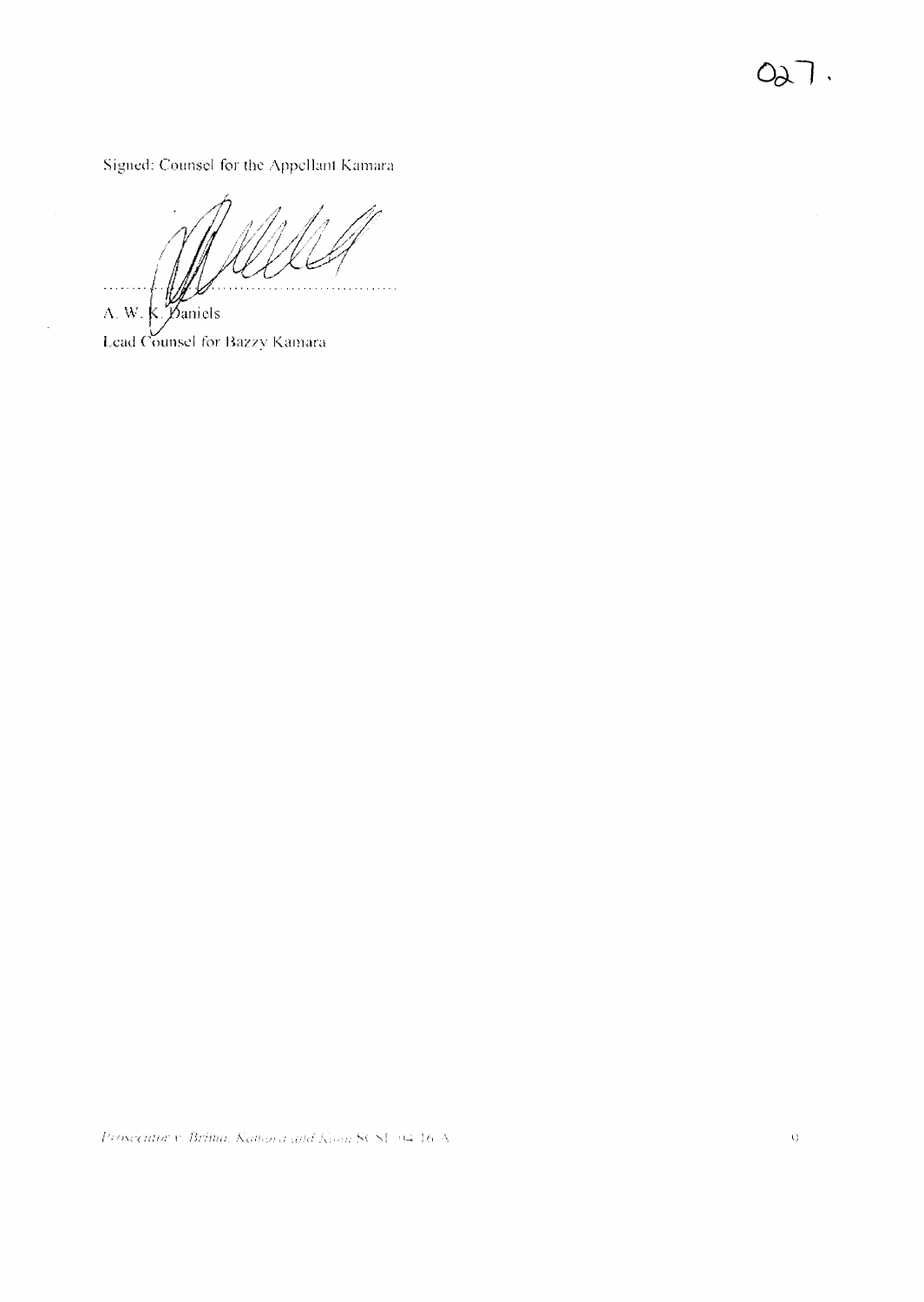Signed: Counsel for the Appellant Kamara

..................................................

A. W. K. Daniels

Lead Counsel for Bazzy Kamara